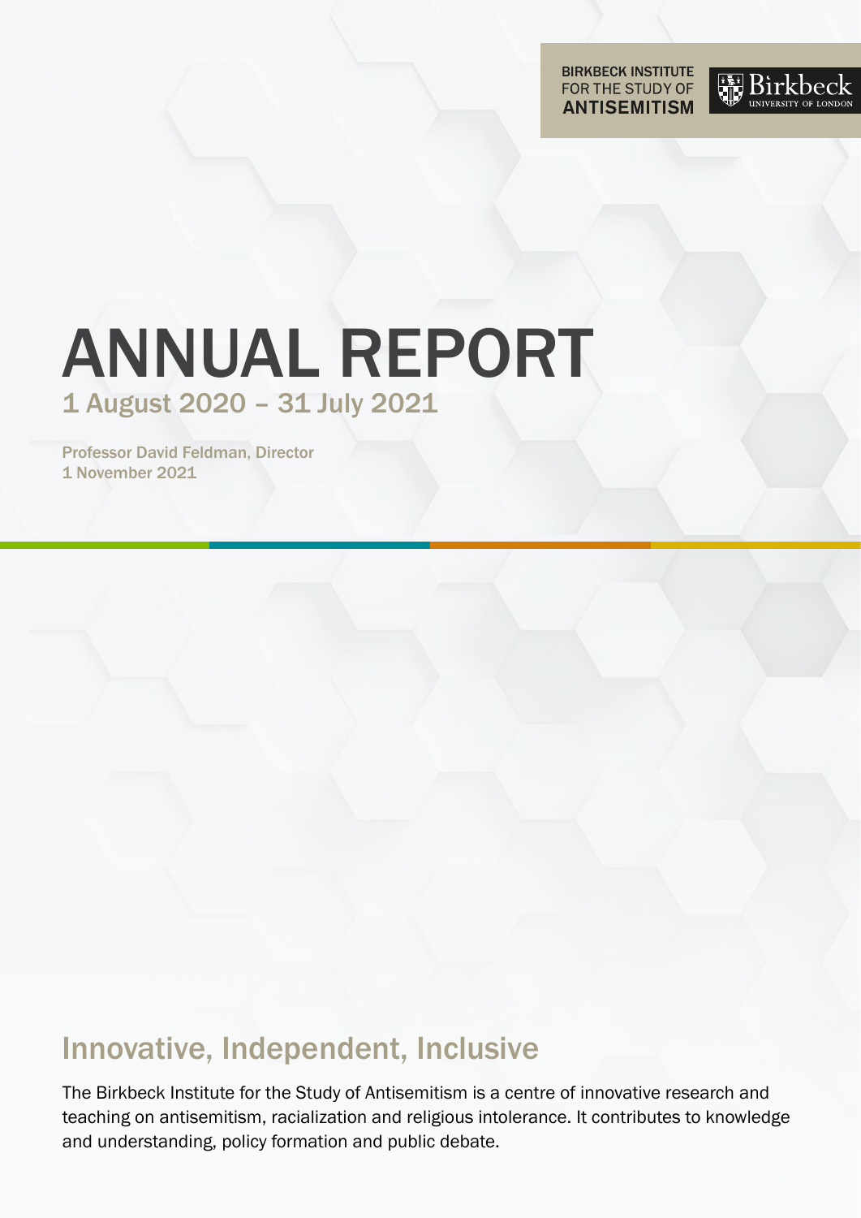BIRKBECK INSTITUTE FOR THE STUDY OF ANTISEMITISM

Birkbeck UNIVERSITY OF LONDON

# ANNUAL REPORT

## 1 August 2020 – 31 July 2021

Professor David Feldman, Director
1 November 2021

## Innovative, Independent, Inclusive

The Birkbeck Institute for the Study of Antisemitism is a centre of innovative research and teaching on antisemitism, racialization and religious intolerance. It contributes to knowledge and understanding, policy formation and public debate.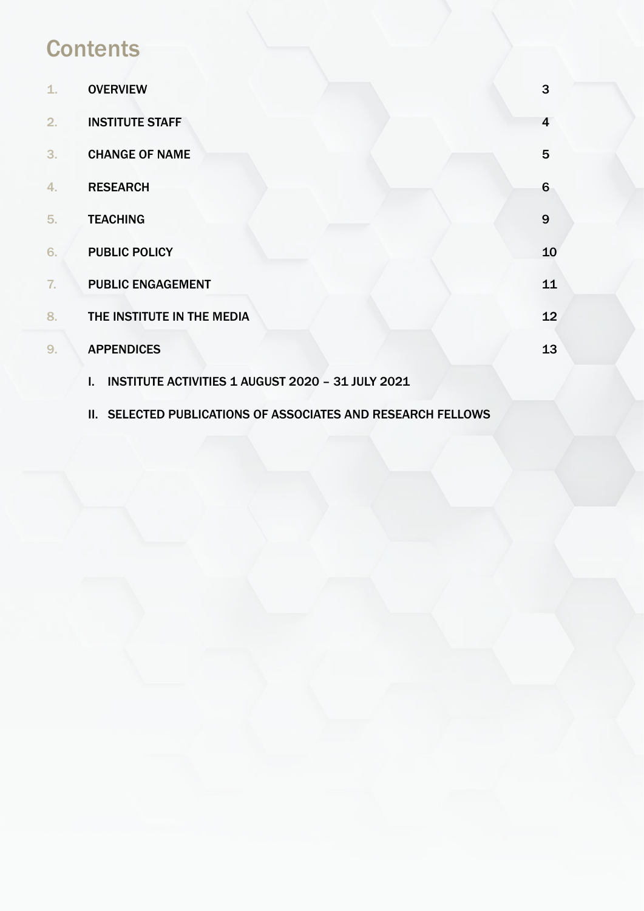# Contents

| | | |
|---|---|---|
| 1. | OVERVIEW | 3 |
| 2. | INSTITUTE STAFF | 4 |
| 3. | CHANGE OF NAME | 5 |
| 4. | RESEARCH | 6 |
| 5. | TEACHING | 9 |
| 6. | PUBLIC POLICY | 10 |
| 7. | PUBLIC ENGAGEMENT | 11 |
| 8. | THE INSTITUTE IN THE MEDIA | 12 |
| 9. | APPENDICES | 13 |

- I. INSTITUTE ACTIVITIES 1 AUGUST 2020 – 31 JULY 2021
- II. SELECTED PUBLICATIONS OF ASSOCIATES AND RESEARCH FELLOWS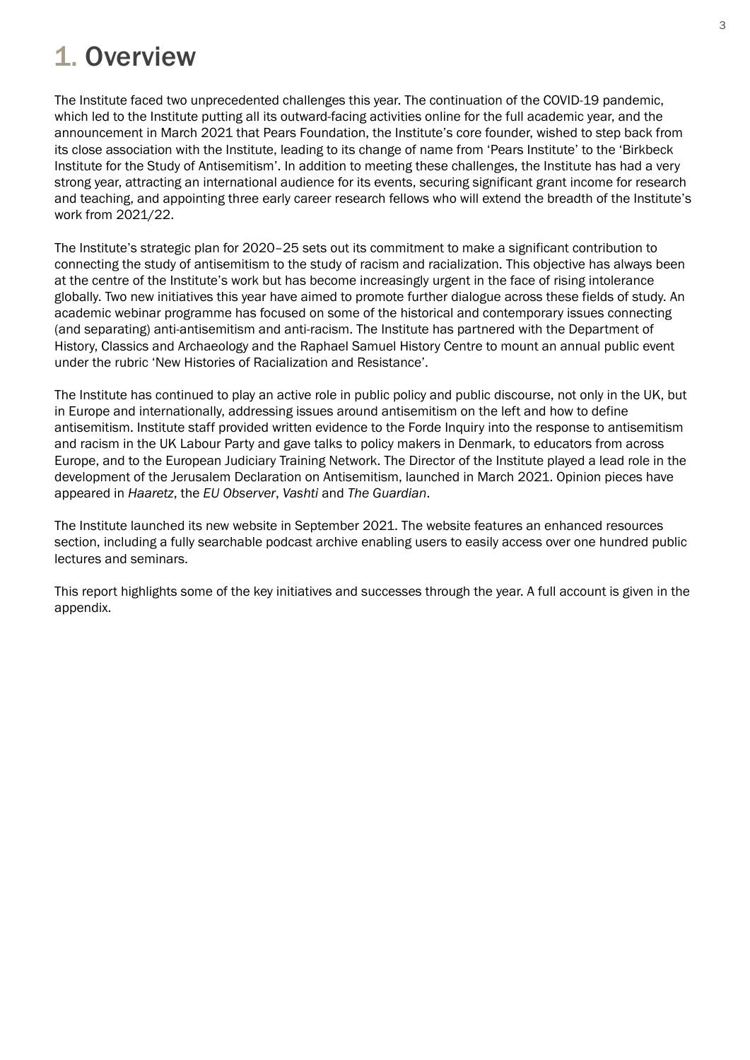# 1. Overview

The Institute faced two unprecedented challenges this year. The continuation of the COVID-19 pandemic, which led to the Institute putting all its outward-facing activities online for the full academic year, and the announcement in March 2021 that Pears Foundation, the Institute's core founder, wished to step back from its close association with the Institute, leading to its change of name from 'Pears Institute' to the 'Birkbeck Institute for the Study of Antisemitism'. In addition to meeting these challenges, the Institute has had a very strong year, attracting an international audience for its events, securing significant grant income for research and teaching, and appointing three early career research fellows who will extend the breadth of the Institute's work from 2021/22.

The Institute's strategic plan for 2020–25 sets out its commitment to make a significant contribution to connecting the study of antisemitism to the study of racism and racialization. This objective has always been at the centre of the Institute's work but has become increasingly urgent in the face of rising intolerance globally. Two new initiatives this year have aimed to promote further dialogue across these fields of study. An academic webinar programme has focused on some of the historical and contemporary issues connecting (and separating) anti-antisemitism and anti-racism. The Institute has partnered with the Department of History, Classics and Archaeology and the Raphael Samuel History Centre to mount an annual public event under the rubric 'New Histories of Racialization and Resistance'.

The Institute has continued to play an active role in public policy and public discourse, not only in the UK, but in Europe and internationally, addressing issues around antisemitism on the left and how to define antisemitism. Institute staff provided written evidence to the Forde Inquiry into the response to antisemitism and racism in the UK Labour Party and gave talks to policy makers in Denmark, to educators from across Europe, and to the European Judiciary Training Network. The Director of the Institute played a lead role in the development of the Jerusalem Declaration on Antisemitism, launched in March 2021. Opinion pieces have appeared in *Haaretz*, the *EU Observer*, *Vashti* and *The Guardian*.

The Institute launched its new website in September 2021. The website features an enhanced resources section, including a fully searchable podcast archive enabling users to easily access over one hundred public lectures and seminars.

This report highlights some of the key initiatives and successes through the year. A full account is given in the appendix.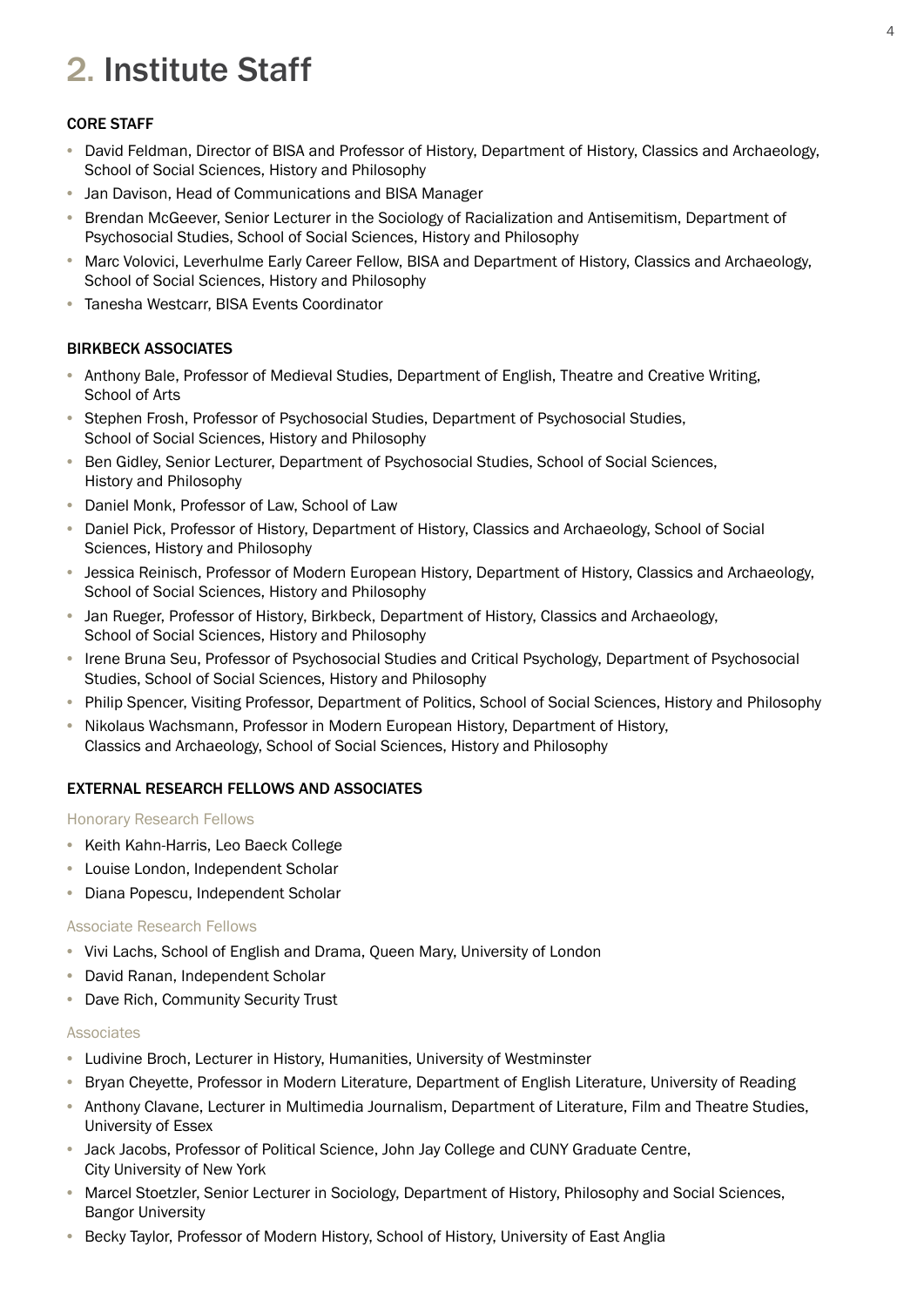# 2. Institute Staff

### CORE STAFF

- David Feldman, Director of BISA and Professor of History, Department of History, Classics and Archaeology, School of Social Sciences, History and Philosophy
- Jan Davison, Head of Communications and BISA Manager
- Brendan McGeever, Senior Lecturer in the Sociology of Racialization and Antisemitism, Department of Psychosocial Studies, School of Social Sciences, History and Philosophy
- Marc Volovici, Leverhulme Early Career Fellow, BISA and Department of History, Classics and Archaeology, School of Social Sciences, History and Philosophy
- Tanesha Westcarr, BISA Events Coordinator

### BIRKBECK ASSOCIATES

- Anthony Bale, Professor of Medieval Studies, Department of English, Theatre and Creative Writing, School of Arts
- Stephen Frosh, Professor of Psychosocial Studies, Department of Psychosocial Studies, School of Social Sciences, History and Philosophy
- Ben Gidley, Senior Lecturer, Department of Psychosocial Studies, School of Social Sciences, History and Philosophy
- Daniel Monk, Professor of Law, School of Law
- Daniel Pick, Professor of History, Department of History, Classics and Archaeology, School of Social Sciences, History and Philosophy
- Jessica Reinisch, Professor of Modern European History, Department of History, Classics and Archaeology, School of Social Sciences, History and Philosophy
- Jan Rueger, Professor of History, Birkbeck, Department of History, Classics and Archaeology, School of Social Sciences, History and Philosophy
- Irene Bruna Seu, Professor of Psychosocial Studies and Critical Psychology, Department of Psychosocial Studies, School of Social Sciences, History and Philosophy
- Philip Spencer, Visiting Professor, Department of Politics, School of Social Sciences, History and Philosophy
- Nikolaus Wachsmann, Professor in Modern European History, Department of History, Classics and Archaeology, School of Social Sciences, History and Philosophy

### EXTERNAL RESEARCH FELLOWS AND ASSOCIATES

#### Honorary Research Fellows

- Keith Kahn-Harris, Leo Baeck College
- Louise London, Independent Scholar
- Diana Popescu, Independent Scholar

#### Associate Research Fellows

- Vivi Lachs, School of English and Drama, Queen Mary, University of London
- David Ranan, Independent Scholar
- Dave Rich, Community Security Trust

#### Associates

- Ludivine Broch, Lecturer in History, Humanities, University of Westminster
- Bryan Cheyette, Professor in Modern Literature, Department of English Literature, University of Reading
- Anthony Clavane, Lecturer in Multimedia Journalism, Department of Literature, Film and Theatre Studies, University of Essex
- Jack Jacobs, Professor of Political Science, John Jay College and CUNY Graduate Centre, City University of New York
- Marcel Stoetzler, Senior Lecturer in Sociology, Department of History, Philosophy and Social Sciences, Bangor University
- Becky Taylor, Professor of Modern History, School of History, University of East Anglia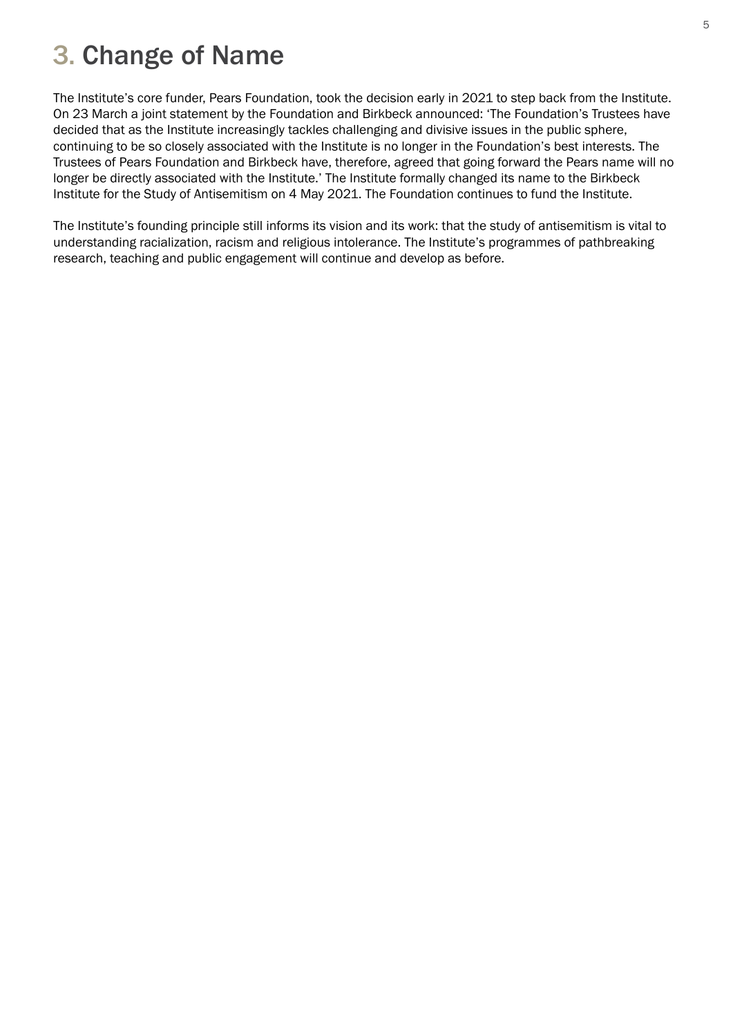# 3. Change of Name

The Institute's core funder, Pears Foundation, took the decision early in 2021 to step back from the Institute. On 23 March a joint statement by the Foundation and Birkbeck announced: 'The Foundation's Trustees have decided that as the Institute increasingly tackles challenging and divisive issues in the public sphere, continuing to be so closely associated with the Institute is no longer in the Foundation's best interests. The Trustees of Pears Foundation and Birkbeck have, therefore, agreed that going forward the Pears name will no longer be directly associated with the Institute.' The Institute formally changed its name to the Birkbeck Institute for the Study of Antisemitism on 4 May 2021. The Foundation continues to fund the Institute.

The Institute's founding principle still informs its vision and its work: that the study of antisemitism is vital to understanding racialization, racism and religious intolerance. The Institute's programmes of pathbreaking research, teaching and public engagement will continue and develop as before.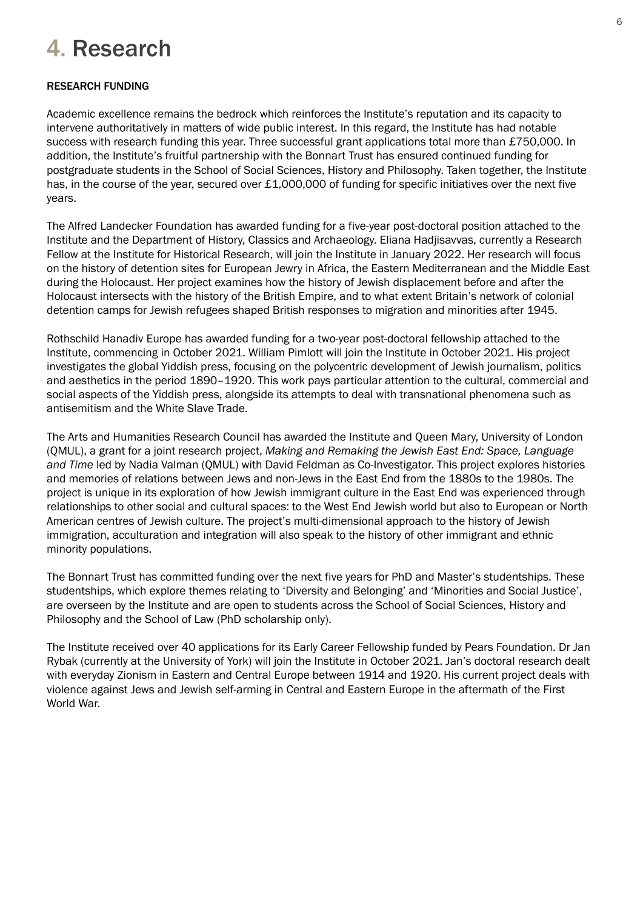# 4. Research

## RESEARCH FUNDING

Academic excellence remains the bedrock which reinforces the Institute's reputation and its capacity to intervene authoritatively in matters of wide public interest. In this regard, the Institute has had notable success with research funding this year. Three successful grant applications total more than £750,000. In addition, the Institute's fruitful partnership with the Bonnart Trust has ensured continued funding for postgraduate students in the School of Social Sciences, History and Philosophy. Taken together, the Institute has, in the course of the year, secured over £1,000,000 of funding for specific initiatives over the next five years.

The Alfred Landecker Foundation has awarded funding for a five-year post-doctoral position attached to the Institute and the Department of History, Classics and Archaeology. Eliana Hadjisavvas, currently a Research Fellow at the Institute for Historical Research, will join the Institute in January 2022. Her research will focus on the history of detention sites for European Jewry in Africa, the Eastern Mediterranean and the Middle East during the Holocaust. Her project examines how the history of Jewish displacement before and after the Holocaust intersects with the history of the British Empire, and to what extent Britain's network of colonial detention camps for Jewish refugees shaped British responses to migration and minorities after 1945.

Rothschild Hanadiv Europe has awarded funding for a two-year post-doctoral fellowship attached to the Institute, commencing in October 2021. William Pimlott will join the Institute in October 2021. His project investigates the global Yiddish press, focusing on the polycentric development of Jewish journalism, politics and aesthetics in the period 1890–1920. This work pays particular attention to the cultural, commercial and social aspects of the Yiddish press, alongside its attempts to deal with transnational phenomena such as antisemitism and the White Slave Trade.

The Arts and Humanities Research Council has awarded the Institute and Queen Mary, University of London (QMUL), a grant for a joint research project, *Making and Remaking the Jewish East End: Space, Language and Time* led by Nadia Valman (QMUL) with David Feldman as Co-Investigator. This project explores histories and memories of relations between Jews and non-Jews in the East End from the 1880s to the 1980s. The project is unique in its exploration of how Jewish immigrant culture in the East End was experienced through relationships to other social and cultural spaces: to the West End Jewish world but also to European or North American centres of Jewish culture. The project's multi-dimensional approach to the history of Jewish immigration, acculturation and integration will also speak to the history of other immigrant and ethnic minority populations.

The Bonnart Trust has committed funding over the next five years for PhD and Master's studentships. These studentships, which explore themes relating to 'Diversity and Belonging' and 'Minorities and Social Justice', are overseen by the Institute and are open to students across the School of Social Sciences, History and Philosophy and the School of Law (PhD scholarship only).

The Institute received over 40 applications for its Early Career Fellowship funded by Pears Foundation. Dr Jan Rybak (currently at the University of York) will join the Institute in October 2021. Jan's doctoral research dealt with everyday Zionism in Eastern and Central Europe between 1914 and 1920. His current project deals with violence against Jews and Jewish self-arming in Central and Eastern Europe in the aftermath of the First World War.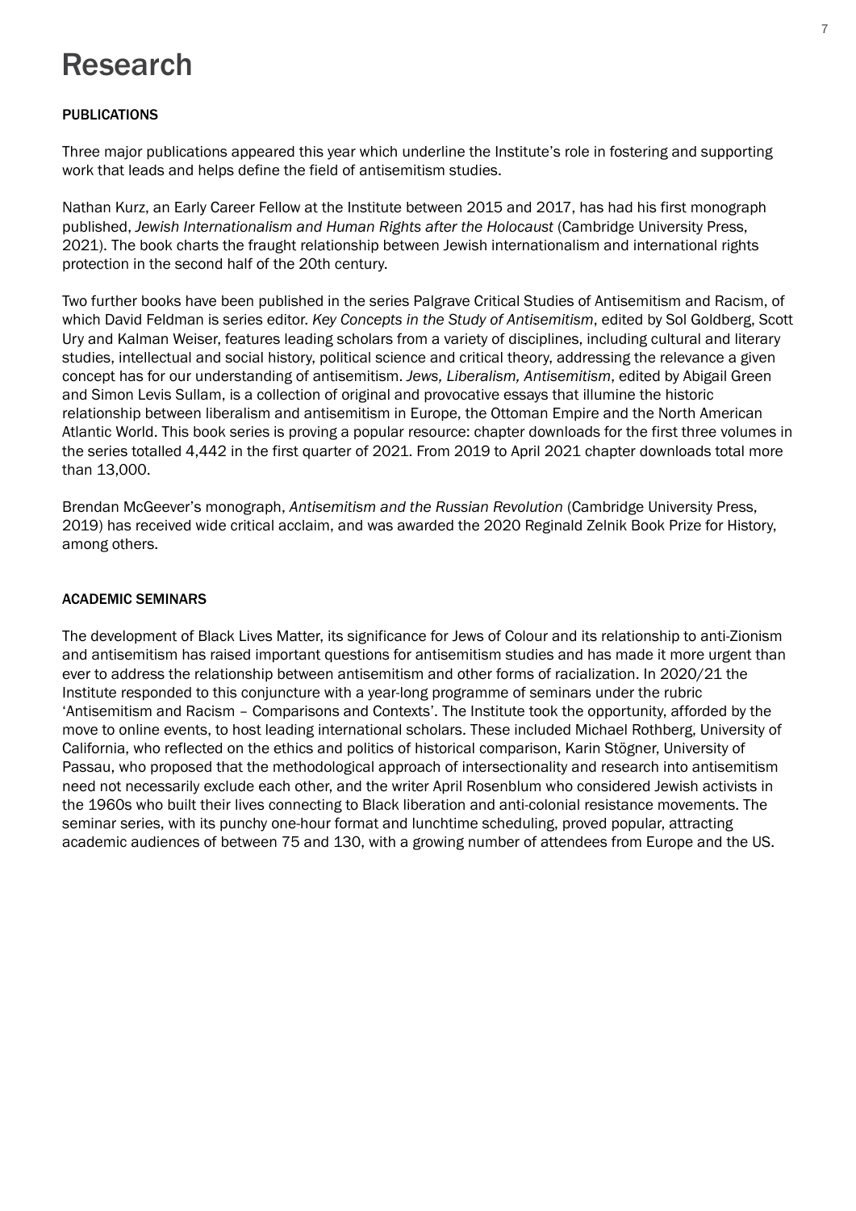# Research

## PUBLICATIONS

Three major publications appeared this year which underline the Institute's role in fostering and supporting work that leads and helps define the field of antisemitism studies.

Nathan Kurz, an Early Career Fellow at the Institute between 2015 and 2017, has had his first monograph published, *Jewish Internationalism and Human Rights after the Holocaust* (Cambridge University Press, 2021). The book charts the fraught relationship between Jewish internationalism and international rights protection in the second half of the 20th century.

Two further books have been published in the series Palgrave Critical Studies of Antisemitism and Racism, of which David Feldman is series editor. *Key Concepts in the Study of Antisemitism*, edited by Sol Goldberg, Scott Ury and Kalman Weiser, features leading scholars from a variety of disciplines, including cultural and literary studies, intellectual and social history, political science and critical theory, addressing the relevance a given concept has for our understanding of antisemitism. *Jews, Liberalism, Antisemitism*, edited by Abigail Green and Simon Levis Sullam, is a collection of original and provocative essays that illumine the historic relationship between liberalism and antisemitism in Europe, the Ottoman Empire and the North American Atlantic World. This book series is proving a popular resource: chapter downloads for the first three volumes in the series totalled 4,442 in the first quarter of 2021. From 2019 to April 2021 chapter downloads total more than 13,000.

Brendan McGeever's monograph, *Antisemitism and the Russian Revolution* (Cambridge University Press, 2019) has received wide critical acclaim, and was awarded the 2020 Reginald Zelnik Book Prize for History, among others.

## ACADEMIC SEMINARS

The development of Black Lives Matter, its significance for Jews of Colour and its relationship to anti-Zionism and antisemitism has raised important questions for antisemitism studies and has made it more urgent than ever to address the relationship between antisemitism and other forms of racialization. In 2020/21 the Institute responded to this conjuncture with a year-long programme of seminars under the rubric 'Antisemitism and Racism – Comparisons and Contexts'. The Institute took the opportunity, afforded by the move to online events, to host leading international scholars. These included Michael Rothberg, University of California, who reflected on the ethics and politics of historical comparison, Karin Stögner, University of Passau, who proposed that the methodological approach of intersectionality and research into antisemitism need not necessarily exclude each other, and the writer April Rosenblum who considered Jewish activists in the 1960s who built their lives connecting to Black liberation and anti-colonial resistance movements. The seminar series, with its punchy one-hour format and lunchtime scheduling, proved popular, attracting academic audiences of between 75 and 130, with a growing number of attendees from Europe and the US.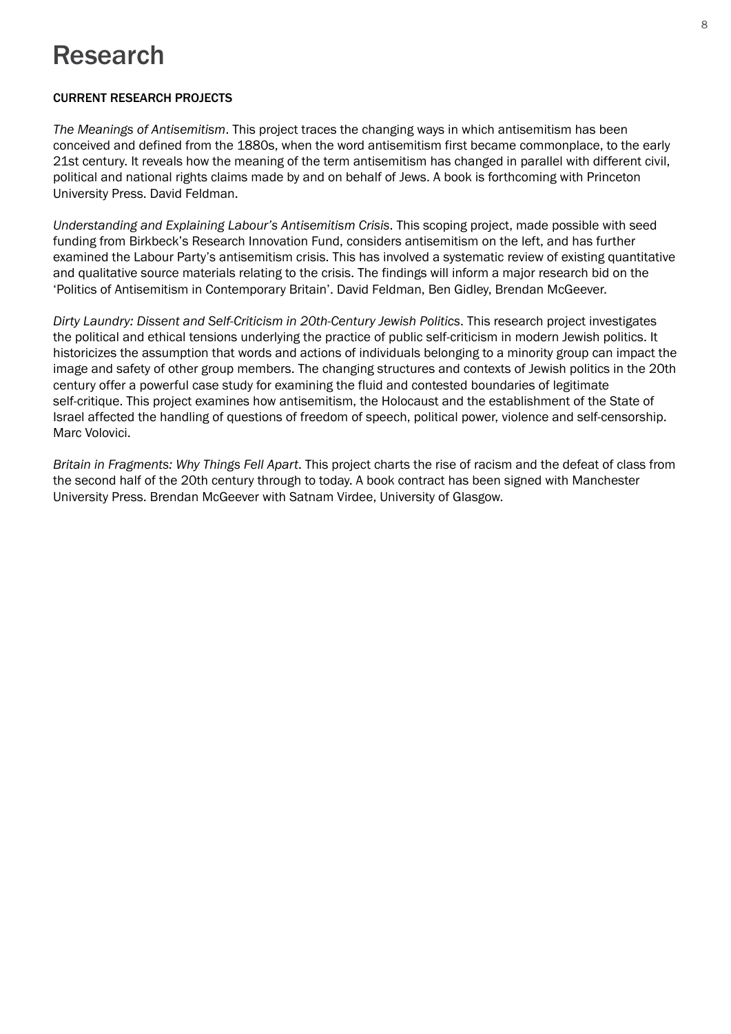# Research

**CURRENT RESEARCH PROJECTS**

*The Meanings of Antisemitism*. This project traces the changing ways in which antisemitism has been conceived and defined from the 1880s, when the word antisemitism first became commonplace, to the early 21st century. It reveals how the meaning of the term antisemitism has changed in parallel with different civil, political and national rights claims made by and on behalf of Jews. A book is forthcoming with Princeton University Press. David Feldman.

*Understanding and Explaining Labour's Antisemitism Crisis*. This scoping project, made possible with seed funding from Birkbeck's Research Innovation Fund, considers antisemitism on the left, and has further examined the Labour Party's antisemitism crisis. This has involved a systematic review of existing quantitative and qualitative source materials relating to the crisis. The findings will inform a major research bid on the 'Politics of Antisemitism in Contemporary Britain'. David Feldman, Ben Gidley, Brendan McGeever.

*Dirty Laundry: Dissent and Self-Criticism in 20th-Century Jewish Politics*. This research project investigates the political and ethical tensions underlying the practice of public self-criticism in modern Jewish politics. It historicizes the assumption that words and actions of individuals belonging to a minority group can impact the image and safety of other group members. The changing structures and contexts of Jewish politics in the 20th century offer a powerful case study for examining the fluid and contested boundaries of legitimate self-critique. This project examines how antisemitism, the Holocaust and the establishment of the State of Israel affected the handling of questions of freedom of speech, political power, violence and self-censorship. Marc Volovici.

*Britain in Fragments: Why Things Fell Apart*. This project charts the rise of racism and the defeat of class from the second half of the 20th century through to today. A book contract has been signed with Manchester University Press. Brendan McGeever with Satnam Virdee, University of Glasgow.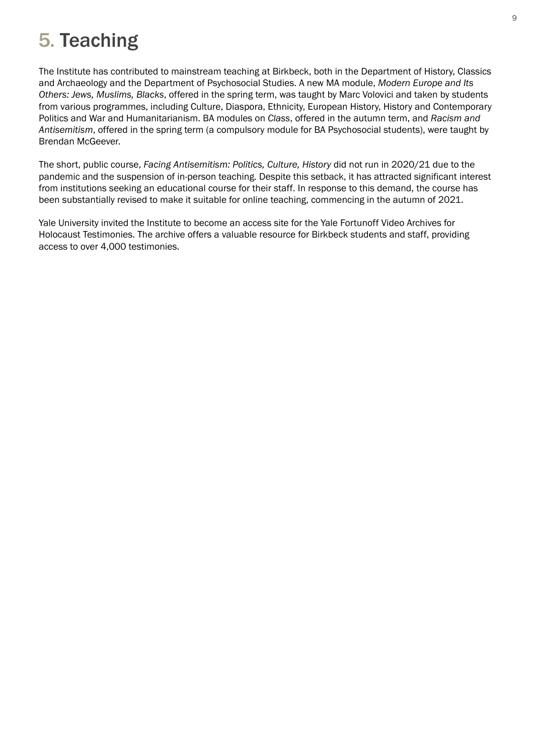# 5. Teaching

The Institute has contributed to mainstream teaching at Birkbeck, both in the Department of History, Classics and Archaeology and the Department of Psychosocial Studies. A new MA module, *Modern Europe and Its Others: Jews, Muslims, Blacks*, offered in the spring term, was taught by Marc Volovici and taken by students from various programmes, including Culture, Diaspora, Ethnicity, European History, History and Contemporary Politics and War and Humanitarianism. BA modules on *Class*, offered in the autumn term, and *Racism and Antisemitism*, offered in the spring term (a compulsory module for BA Psychosocial students), were taught by Brendan McGeever.

The short, public course, *Facing Antisemitism: Politics, Culture, History* did not run in 2020/21 due to the pandemic and the suspension of in-person teaching. Despite this setback, it has attracted significant interest from institutions seeking an educational course for their staff. In response to this demand, the course has been substantially revised to make it suitable for online teaching, commencing in the autumn of 2021.

Yale University invited the Institute to become an access site for the Yale Fortunoff Video Archives for Holocaust Testimonies. The archive offers a valuable resource for Birkbeck students and staff, providing access to over 4,000 testimonies.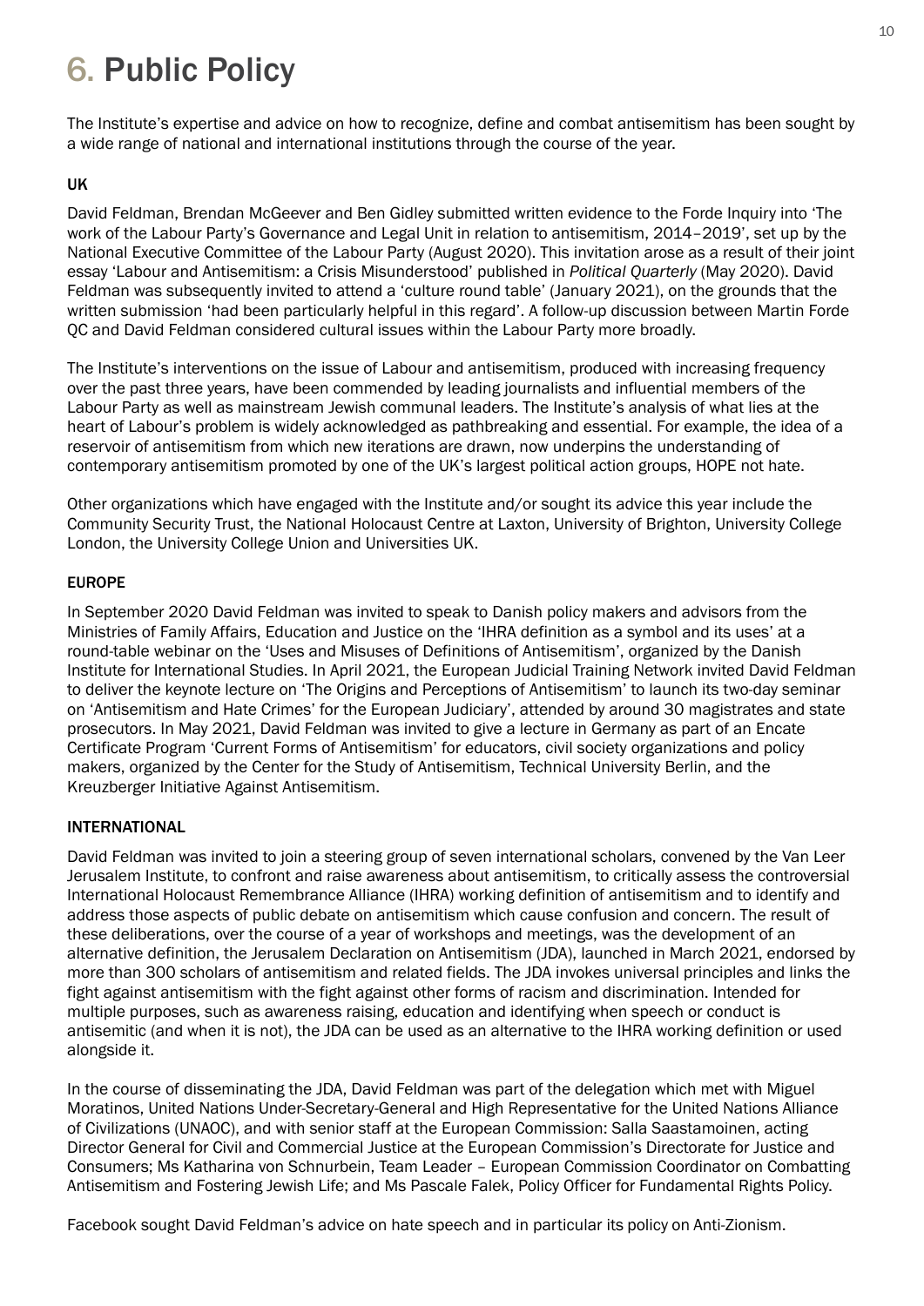# 6. Public Policy

The Institute's expertise and advice on how to recognize, define and combat antisemitism has been sought by a wide range of national and international institutions through the course of the year.

### UK

David Feldman, Brendan McGeever and Ben Gidley submitted written evidence to the Forde Inquiry into 'The work of the Labour Party's Governance and Legal Unit in relation to antisemitism, 2014–2019', set up by the National Executive Committee of the Labour Party (August 2020). This invitation arose as a result of their joint essay 'Labour and Antisemitism: a Crisis Misunderstood' published in *Political Quarterly* (May 2020). David Feldman was subsequently invited to attend a 'culture round table' (January 2021), on the grounds that the written submission 'had been particularly helpful in this regard'. A follow-up discussion between Martin Forde QC and David Feldman considered cultural issues within the Labour Party more broadly.

The Institute's interventions on the issue of Labour and antisemitism, produced with increasing frequency over the past three years, have been commended by leading journalists and influential members of the Labour Party as well as mainstream Jewish communal leaders. The Institute's analysis of what lies at the heart of Labour's problem is widely acknowledged as pathbreaking and essential. For example, the idea of a reservoir of antisemitism from which new iterations are drawn, now underpins the understanding of contemporary antisemitism promoted by one of the UK's largest political action groups, HOPE not hate.

Other organizations which have engaged with the Institute and/or sought its advice this year include the Community Security Trust, the National Holocaust Centre at Laxton, University of Brighton, University College London, the University College Union and Universities UK.

### EUROPE

In September 2020 David Feldman was invited to speak to Danish policy makers and advisors from the Ministries of Family Affairs, Education and Justice on the 'IHRA definition as a symbol and its uses' at a round-table webinar on the 'Uses and Misuses of Definitions of Antisemitism', organized by the Danish Institute for International Studies. In April 2021, the European Judicial Training Network invited David Feldman to deliver the keynote lecture on 'The Origins and Perceptions of Antisemitism' to launch its two-day seminar on 'Antisemitism and Hate Crimes' for the European Judiciary', attended by around 30 magistrates and state prosecutors. In May 2021, David Feldman was invited to give a lecture in Germany as part of an Encate Certificate Program 'Current Forms of Antisemitism' for educators, civil society organizations and policy makers, organized by the Center for the Study of Antisemitism, Technical University Berlin, and the Kreuzberger Initiative Against Antisemitism.

### INTERNATIONAL

David Feldman was invited to join a steering group of seven international scholars, convened by the Van Leer Jerusalem Institute, to confront and raise awareness about antisemitism, to critically assess the controversial International Holocaust Remembrance Alliance (IHRA) working definition of antisemitism and to identify and address those aspects of public debate on antisemitism which cause confusion and concern. The result of these deliberations, over the course of a year of workshops and meetings, was the development of an alternative definition, the Jerusalem Declaration on Antisemitism (JDA), launched in March 2021, endorsed by more than 300 scholars of antisemitism and related fields. The JDA invokes universal principles and links the fight against antisemitism with the fight against other forms of racism and discrimination. Intended for multiple purposes, such as awareness raising, education and identifying when speech or conduct is antisemitic (and when it is not), the JDA can be used as an alternative to the IHRA working definition or used alongside it.

In the course of disseminating the JDA, David Feldman was part of the delegation which met with Miguel Moratinos, United Nations Under-Secretary-General and High Representative for the United Nations Alliance of Civilizations (UNAOC), and with senior staff at the European Commission: Salla Saastamoinen, acting Director General for Civil and Commercial Justice at the European Commission's Directorate for Justice and Consumers; Ms Katharina von Schnurbein, Team Leader – European Commission Coordinator on Combatting Antisemitism and Fostering Jewish Life; and Ms Pascale Falek, Policy Officer for Fundamental Rights Policy.

Facebook sought David Feldman's advice on hate speech and in particular its policy on Anti-Zionism.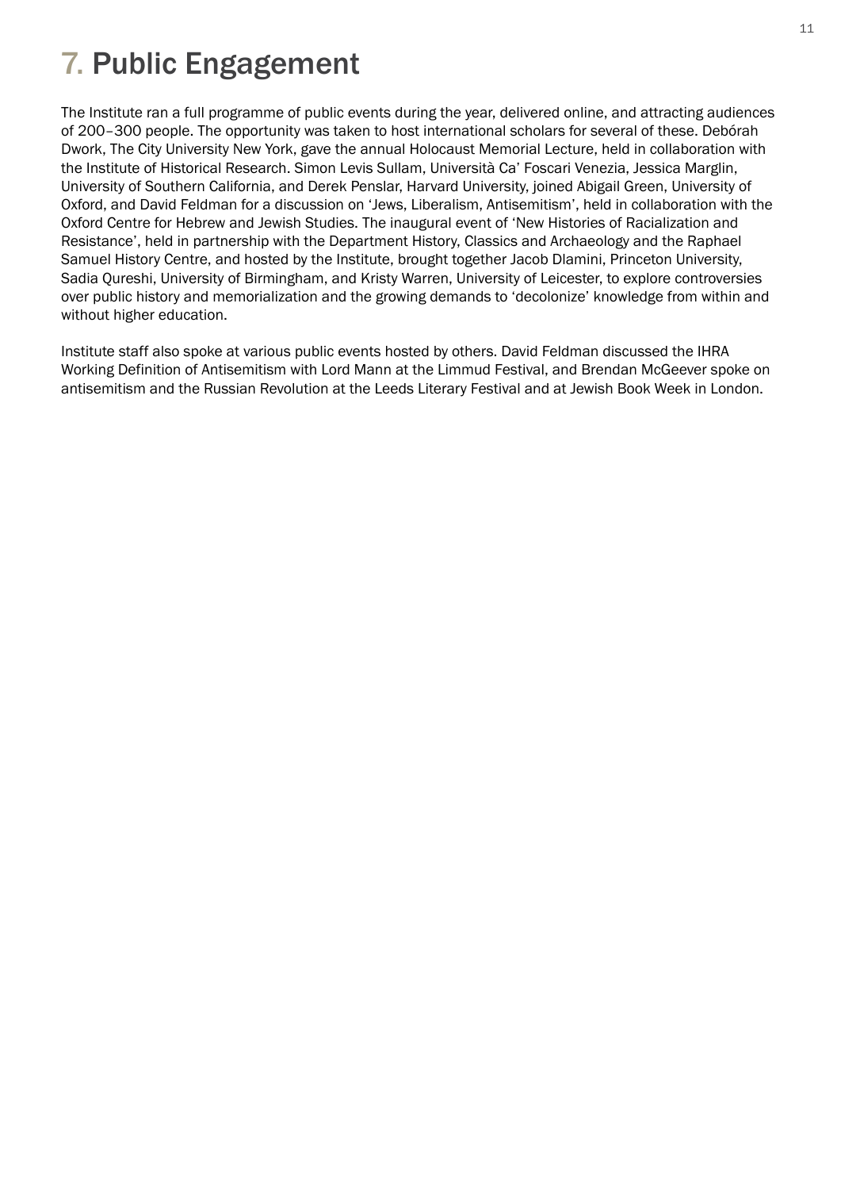# 7. Public Engagement

The Institute ran a full programme of public events during the year, delivered online, and attracting audiences of 200–300 people. The opportunity was taken to host international scholars for several of these. Debórah Dwork, The City University New York, gave the annual Holocaust Memorial Lecture, held in collaboration with the Institute of Historical Research. Simon Levis Sullam, Università Ca' Foscari Venezia, Jessica Marglin, University of Southern California, and Derek Penslar, Harvard University, joined Abigail Green, University of Oxford, and David Feldman for a discussion on 'Jews, Liberalism, Antisemitism', held in collaboration with the Oxford Centre for Hebrew and Jewish Studies. The inaugural event of 'New Histories of Racialization and Resistance', held in partnership with the Department History, Classics and Archaeology and the Raphael Samuel History Centre, and hosted by the Institute, brought together Jacob Dlamini, Princeton University, Sadia Qureshi, University of Birmingham, and Kristy Warren, University of Leicester, to explore controversies over public history and memorialization and the growing demands to 'decolonize' knowledge from within and without higher education.

Institute staff also spoke at various public events hosted by others. David Feldman discussed the IHRA Working Definition of Antisemitism with Lord Mann at the Limmud Festival, and Brendan McGeever spoke on antisemitism and the Russian Revolution at the Leeds Literary Festival and at Jewish Book Week in London.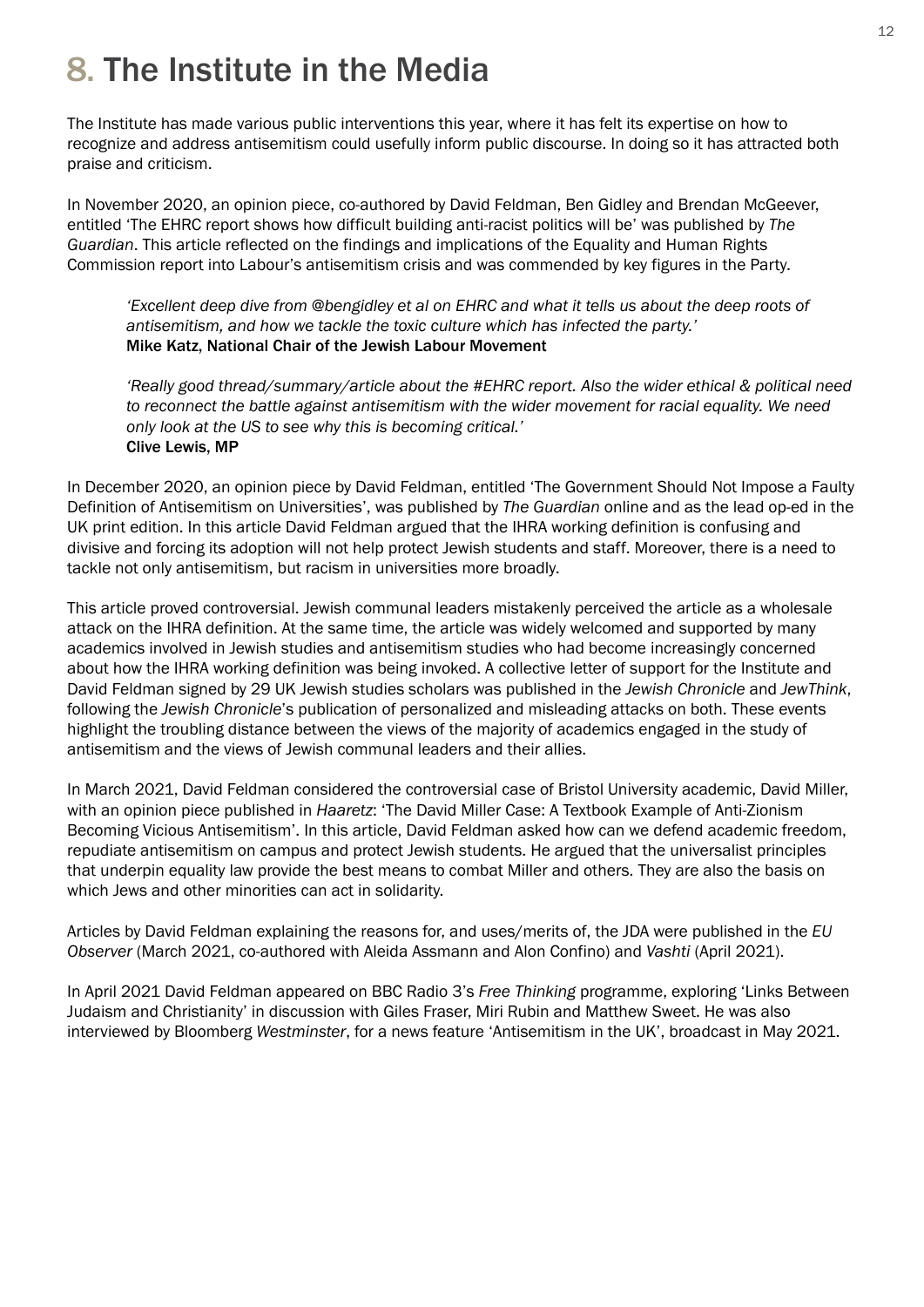# 8. The Institute in the Media

The Institute has made various public interventions this year, where it has felt its expertise on how to recognize and address antisemitism could usefully inform public discourse. In doing so it has attracted both praise and criticism.

In November 2020, an opinion piece, co-authored by David Feldman, Ben Gidley and Brendan McGeever, entitled 'The EHRC report shows how difficult building anti-racist politics will be' was published by *The Guardian*. This article reflected on the findings and implications of the Equality and Human Rights Commission report into Labour's antisemitism crisis and was commended by key figures in the Party.

> *'Excellent deep dive from @bengidley et al on EHRC and what it tells us about the deep roots of antisemitism, and how we tackle the toxic culture which has infected the party.'*
> Mike Katz, National Chair of the Jewish Labour Movement

> *'Really good thread/summary/article about the #EHRC report. Also the wider ethical & political need to reconnect the battle against antisemitism with the wider movement for racial equality. We need only look at the US to see why this is becoming critical.'*
> Clive Lewis, MP

In December 2020, an opinion piece by David Feldman, entitled 'The Government Should Not Impose a Faulty Definition of Antisemitism on Universities', was published by *The Guardian* online and as the lead op-ed in the UK print edition. In this article David Feldman argued that the IHRA working definition is confusing and divisive and forcing its adoption will not help protect Jewish students and staff. Moreover, there is a need to tackle not only antisemitism, but racism in universities more broadly.

This article proved controversial. Jewish communal leaders mistakenly perceived the article as a wholesale attack on the IHRA definition. At the same time, the article was widely welcomed and supported by many academics involved in Jewish studies and antisemitism studies who had become increasingly concerned about how the IHRA working definition was being invoked. A collective letter of support for the Institute and David Feldman signed by 29 UK Jewish studies scholars was published in the *Jewish Chronicle* and *JewThink*, following the *Jewish Chronicle*'s publication of personalized and misleading attacks on both. These events highlight the troubling distance between the views of the majority of academics engaged in the study of antisemitism and the views of Jewish communal leaders and their allies.

In March 2021, David Feldman considered the controversial case of Bristol University academic, David Miller, with an opinion piece published in *Haaretz*: 'The David Miller Case: A Textbook Example of Anti-Zionism Becoming Vicious Antisemitism'. In this article, David Feldman asked how can we defend academic freedom, repudiate antisemitism on campus and protect Jewish students. He argued that the universalist principles that underpin equality law provide the best means to combat Miller and others. They are also the basis on which Jews and other minorities can act in solidarity.

Articles by David Feldman explaining the reasons for, and uses/merits of, the JDA were published in the *EU Observer* (March 2021, co-authored with Aleida Assmann and Alon Confino) and *Vashti* (April 2021).

In April 2021 David Feldman appeared on BBC Radio 3's *Free Thinking* programme, exploring 'Links Between Judaism and Christianity' in discussion with Giles Fraser, Miri Rubin and Matthew Sweet. He was also interviewed by Bloomberg *Westminster*, for a news feature 'Antisemitism in the UK', broadcast in May 2021.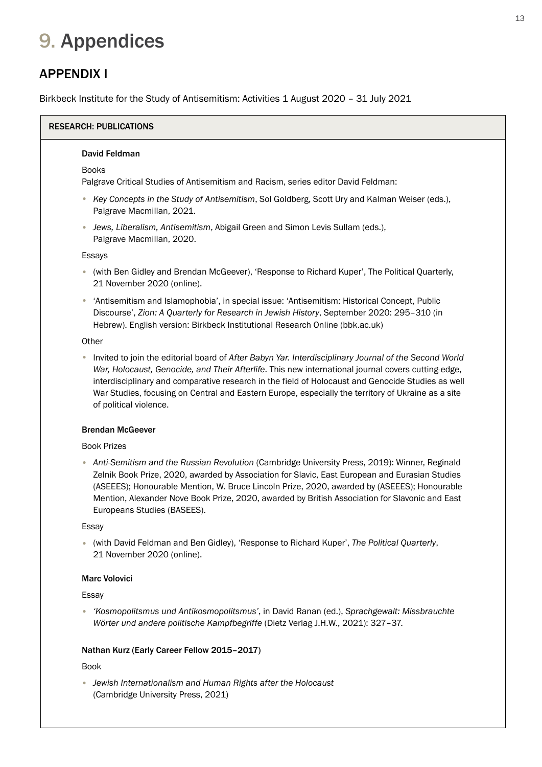# 9. Appendices

## APPENDIX I

Birkbeck Institute for the Study of Antisemitism: Activities 1 August 2020 – 31 July 2021

### RESEARCH: PUBLICATIONS

**David Feldman**

Books

Palgrave Critical Studies of Antisemitism and Racism, series editor David Feldman:

- *Key Concepts in the Study of Antisemitism*, Sol Goldberg, Scott Ury and Kalman Weiser (eds.), Palgrave Macmillan, 2021.
- *Jews, Liberalism, Antisemitism*, Abigail Green and Simon Levis Sullam (eds.), Palgrave Macmillan, 2020.

Essays

- (with Ben Gidley and Brendan McGeever), 'Response to Richard Kuper', The Political Quarterly, 21 November 2020 (online).
- 'Antisemitism and Islamophobia', in special issue: 'Antisemitism: Historical Concept, Public Discourse', *Zion: A Quarterly for Research in Jewish History*, September 2020: 295–310 (in Hebrew). English version: Birkbeck Institutional Research Online (bbk.ac.uk)

Other

- Invited to join the editorial board of *After Babyn Yar. Interdisciplinary Journal of the Second World War, Holocaust, Genocide, and Their Afterlife*. This new international journal covers cutting-edge, interdisciplinary and comparative research in the field of Holocaust and Genocide Studies as well War Studies, focusing on Central and Eastern Europe, especially the territory of Ukraine as a site of political violence.

**Brendan McGeever**

Book Prizes

- *Anti-Semitism and the Russian Revolution* (Cambridge University Press, 2019): Winner, Reginald Zelnik Book Prize, 2020, awarded by Association for Slavic, East European and Eurasian Studies (ASEEES); Honourable Mention, W. Bruce Lincoln Prize, 2020, awarded by (ASEEES); Honourable Mention, Alexander Nove Book Prize, 2020, awarded by British Association for Slavonic and East Europeans Studies (BASEES).

Essay

- (with David Feldman and Ben Gidley), 'Response to Richard Kuper', *The Political Quarterly*, 21 November 2020 (online).

**Marc Volovici**

Essay

- *'Kosmopolitsmus und Antikosmopolitsmus'*, in David Ranan (ed.), *Sprachgewalt: Missbrauchte Wörter und andere politische Kampfbegriffe* (Dietz Verlag J.H.W., 2021): 327–37.

**Nathan Kurz (Early Career Fellow 2015–2017)**

Book

- *Jewish Internationalism and Human Rights after the Holocaust* (Cambridge University Press, 2021)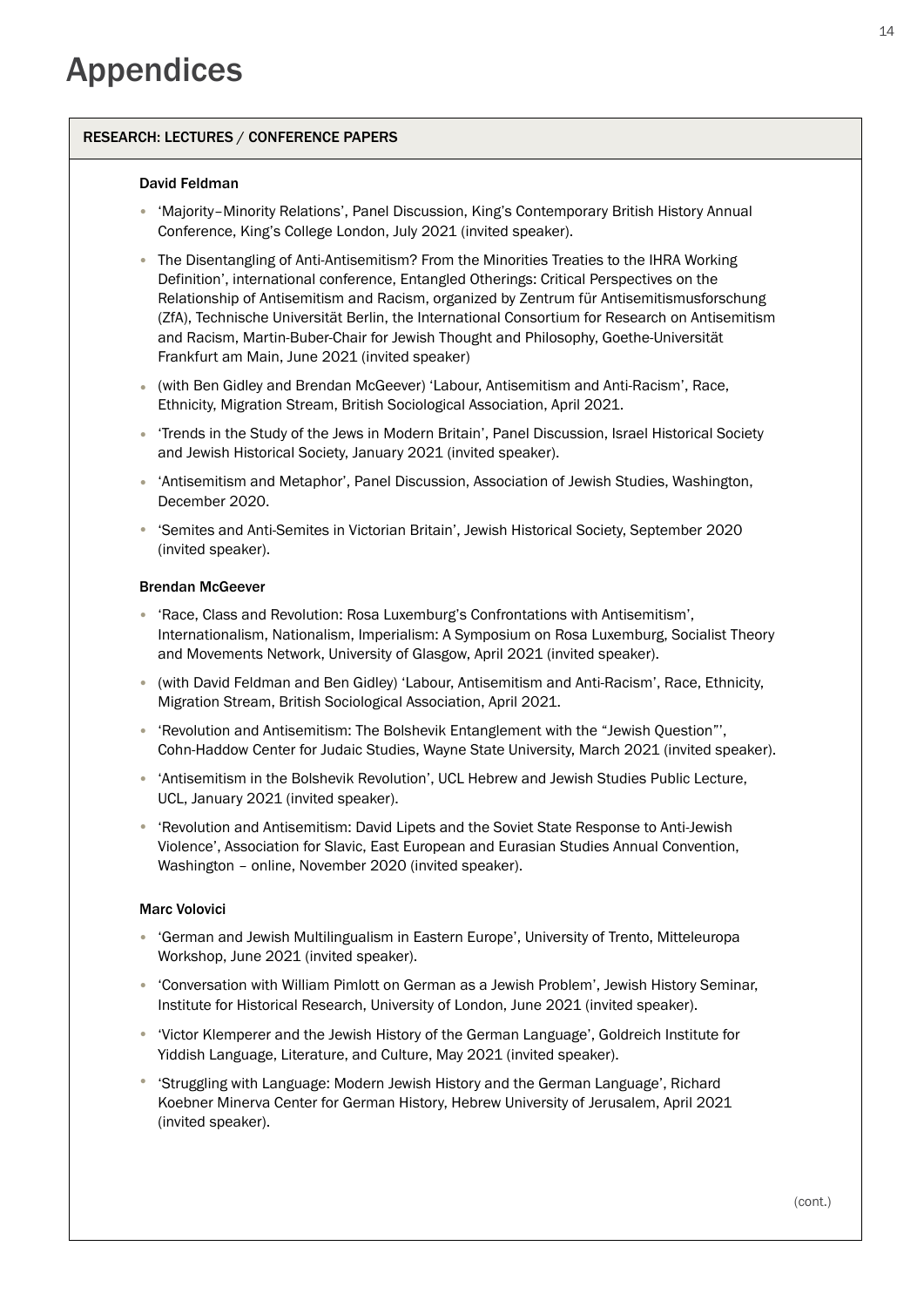# Appendices

## RESEARCH: LECTURES / CONFERENCE PAPERS

### David Feldman

- 'Majority–Minority Relations', Panel Discussion, King's Contemporary British History Annual Conference, King's College London, July 2021 (invited speaker).
- The Disentangling of Anti-Antisemitism? From the Minorities Treaties to the IHRA Working Definition', international conference, Entangled Otherings: Critical Perspectives on the Relationship of Antisemitism and Racism, organized by Zentrum für Antisemitismusforschung (ZfA), Technische Universität Berlin, the International Consortium for Research on Antisemitism and Racism, Martin-Buber-Chair for Jewish Thought and Philosophy, Goethe-Universität Frankfurt am Main, June 2021 (invited speaker)
- (with Ben Gidley and Brendan McGeever) 'Labour, Antisemitism and Anti-Racism', Race, Ethnicity, Migration Stream, British Sociological Association, April 2021.
- 'Trends in the Study of the Jews in Modern Britain', Panel Discussion, Israel Historical Society and Jewish Historical Society, January 2021 (invited speaker).
- 'Antisemitism and Metaphor', Panel Discussion, Association of Jewish Studies, Washington, December 2020.
- 'Semites and Anti-Semites in Victorian Britain', Jewish Historical Society, September 2020 (invited speaker).

### Brendan McGeever

- 'Race, Class and Revolution: Rosa Luxemburg's Confrontations with Antisemitism', Internationalism, Nationalism, Imperialism: A Symposium on Rosa Luxemburg, Socialist Theory and Movements Network, University of Glasgow, April 2021 (invited speaker).
- (with David Feldman and Ben Gidley) 'Labour, Antisemitism and Anti-Racism', Race, Ethnicity, Migration Stream, British Sociological Association, April 2021.
- 'Revolution and Antisemitism: The Bolshevik Entanglement with the "Jewish Question"', Cohn-Haddow Center for Judaic Studies, Wayne State University, March 2021 (invited speaker).
- 'Antisemitism in the Bolshevik Revolution', UCL Hebrew and Jewish Studies Public Lecture, UCL, January 2021 (invited speaker).
- 'Revolution and Antisemitism: David Lipets and the Soviet State Response to Anti-Jewish Violence', Association for Slavic, East European and Eurasian Studies Annual Convention, Washington – online, November 2020 (invited speaker).

### Marc Volovici

- 'German and Jewish Multilingualism in Eastern Europe', University of Trento, Mitteleuropa Workshop, June 2021 (invited speaker).
- 'Conversation with William Pimlott on German as a Jewish Problem', Jewish History Seminar, Institute for Historical Research, University of London, June 2021 (invited speaker).
- 'Victor Klemperer and the Jewish History of the German Language', Goldreich Institute for Yiddish Language, Literature, and Culture, May 2021 (invited speaker).
- 'Struggling with Language: Modern Jewish History and the German Language', Richard Koebner Minerva Center for German History, Hebrew University of Jerusalem, April 2021 (invited speaker).

(cont.)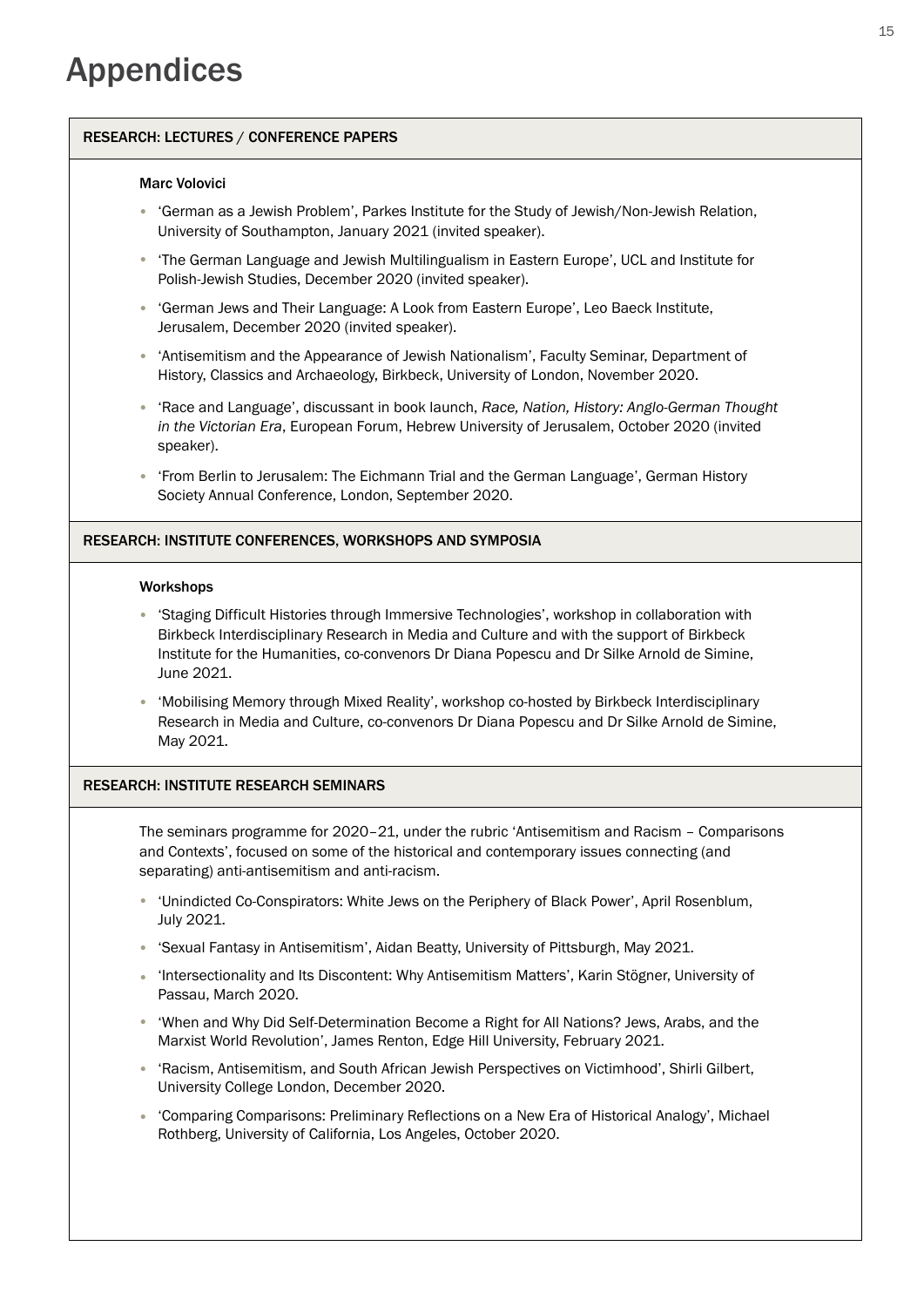# Appendices

## RESEARCH: LECTURES / CONFERENCE PAPERS

**Marc Volovici**

- 'German as a Jewish Problem', Parkes Institute for the Study of Jewish/Non-Jewish Relation, University of Southampton, January 2021 (invited speaker).
- 'The German Language and Jewish Multilingualism in Eastern Europe', UCL and Institute for Polish-Jewish Studies, December 2020 (invited speaker).
- 'German Jews and Their Language: A Look from Eastern Europe', Leo Baeck Institute, Jerusalem, December 2020 (invited speaker).
- 'Antisemitism and the Appearance of Jewish Nationalism', Faculty Seminar, Department of History, Classics and Archaeology, Birkbeck, University of London, November 2020.
- 'Race and Language', discussant in book launch, *Race, Nation, History: Anglo-German Thought in the Victorian Era*, European Forum, Hebrew University of Jerusalem, October 2020 (invited speaker).
- 'From Berlin to Jerusalem: The Eichmann Trial and the German Language', German History Society Annual Conference, London, September 2020.

## RESEARCH: INSTITUTE CONFERENCES, WORKSHOPS AND SYMPOSIA

**Workshops**

- 'Staging Difficult Histories through Immersive Technologies', workshop in collaboration with Birkbeck Interdisciplinary Research in Media and Culture and with the support of Birkbeck Institute for the Humanities, co-convenors Dr Diana Popescu and Dr Silke Arnold de Simine, June 2021.
- 'Mobilising Memory through Mixed Reality', workshop co-hosted by Birkbeck Interdisciplinary Research in Media and Culture, co-convenors Dr Diana Popescu and Dr Silke Arnold de Simine, May 2021.

## RESEARCH: INSTITUTE RESEARCH SEMINARS

The seminars programme for 2020–21, under the rubric 'Antisemitism and Racism – Comparisons and Contexts', focused on some of the historical and contemporary issues connecting (and separating) anti-antisemitism and anti-racism.

- 'Unindicted Co-Conspirators: White Jews on the Periphery of Black Power', April Rosenblum, July 2021.
- 'Sexual Fantasy in Antisemitism', Aidan Beatty, University of Pittsburgh, May 2021.
- 'Intersectionality and Its Discontent: Why Antisemitism Matters', Karin Stögner, University of Passau, March 2020.
- 'When and Why Did Self-Determination Become a Right for All Nations? Jews, Arabs, and the Marxist World Revolution', James Renton, Edge Hill University, February 2021.
- 'Racism, Antisemitism, and South African Jewish Perspectives on Victimhood', Shirli Gilbert, University College London, December 2020.
- 'Comparing Comparisons: Preliminary Reflections on a New Era of Historical Analogy', Michael Rothberg, University of California, Los Angeles, October 2020.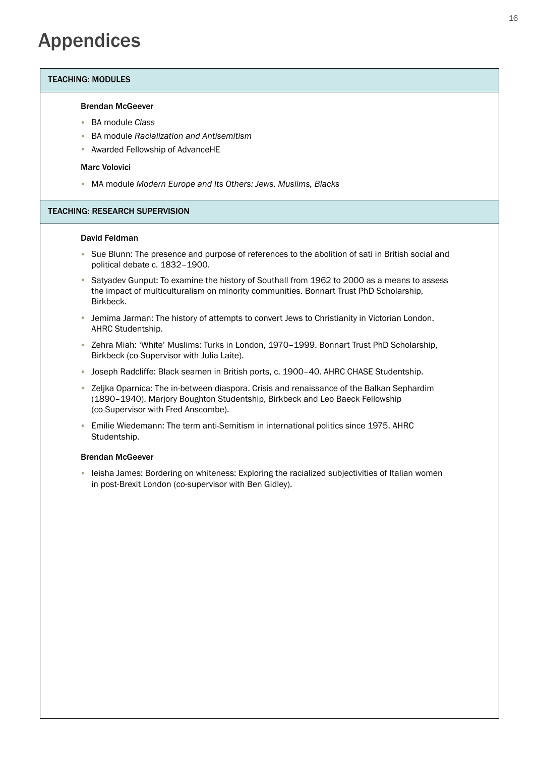# Appendices

## TEACHING: MODULES

**Brendan McGeever**

- BA module *Class*
- BA module *Racialization and Antisemitism*
- Awarded Fellowship of AdvanceHE

**Marc Volovici**

- MA module *Modern Europe and Its Others: Jews, Muslims, Blacks*

## TEACHING: RESEARCH SUPERVISION

**David Feldman**

- Sue Blunn: The presence and purpose of references to the abolition of sati in British social and political debate c. 1832–1900.
- Satyadev Gunput: To examine the history of Southall from 1962 to 2000 as a means to assess the impact of multiculturalism on minority communities. Bonnart Trust PhD Scholarship, Birkbeck.
- Jemima Jarman: The history of attempts to convert Jews to Christianity in Victorian London. AHRC Studentship.
- Zehra Miah: 'White' Muslims: Turks in London, 1970–1999. Bonnart Trust PhD Scholarship, Birkbeck (co-Supervisor with Julia Laite).
- Joseph Radcliffe: Black seamen in British ports, c. 1900–40. AHRC CHASE Studentship.
- Zeljka Oparnica: The in-between diaspora. Crisis and renaissance of the Balkan Sephardim (1890–1940). Marjory Boughton Studentship, Birkbeck and Leo Baeck Fellowship (co-Supervisor with Fred Anscombe).
- Emilie Wiedemann: The term anti-Semitism in international politics since 1975. AHRC Studentship.

**Brendan McGeever**

- Ieisha James: Bordering on whiteness: Exploring the racialized subjectivities of Italian women in post-Brexit London (co-supervisor with Ben Gidley).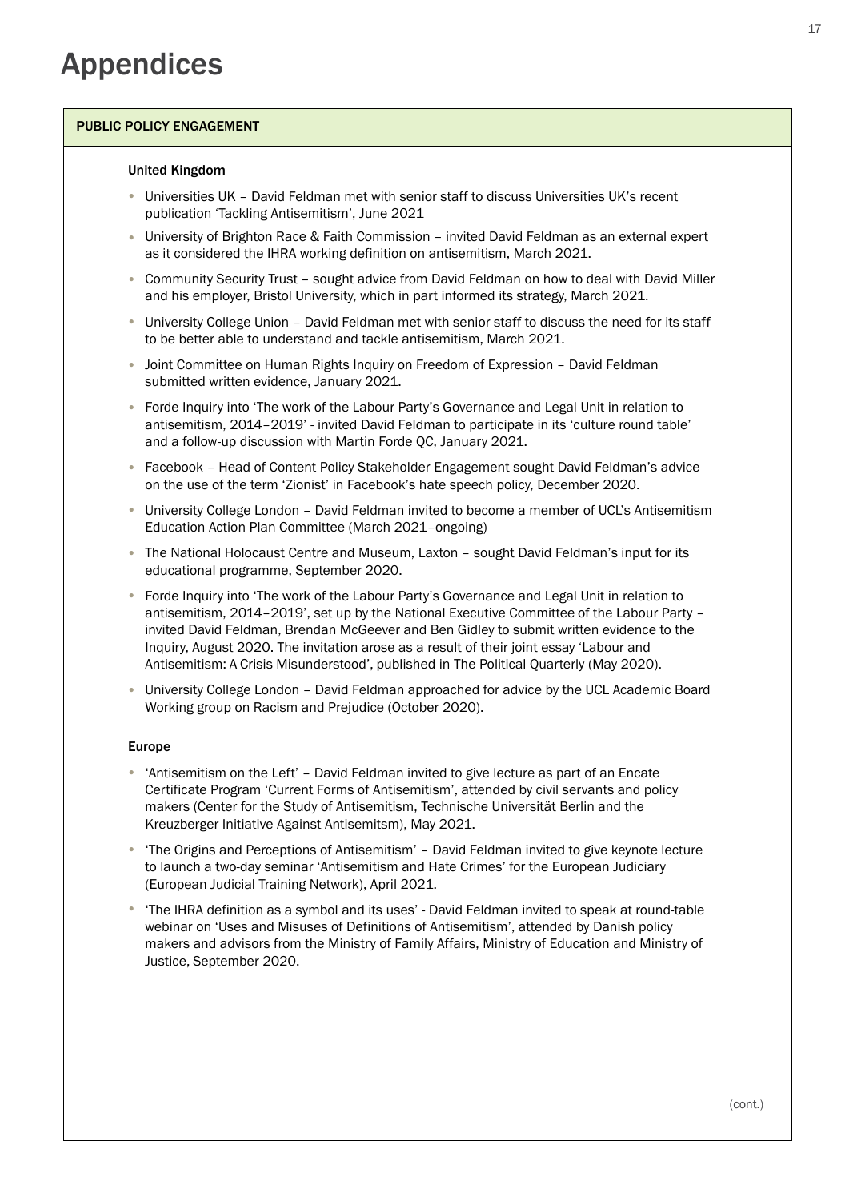# Appendices

## PUBLIC POLICY ENGAGEMENT

### United Kingdom

- Universities UK – David Feldman met with senior staff to discuss Universities UK's recent publication 'Tackling Antisemitism', June 2021
- University of Brighton Race & Faith Commission – invited David Feldman as an external expert as it considered the IHRA working definition on antisemitism, March 2021.
- Community Security Trust – sought advice from David Feldman on how to deal with David Miller and his employer, Bristol University, which in part informed its strategy, March 2021.
- University College Union – David Feldman met with senior staff to discuss the need for its staff to be better able to understand and tackle antisemitism, March 2021.
- Joint Committee on Human Rights Inquiry on Freedom of Expression – David Feldman submitted written evidence, January 2021.
- Forde Inquiry into 'The work of the Labour Party's Governance and Legal Unit in relation to antisemitism, 2014–2019' - invited David Feldman to participate in its 'culture round table' and a follow-up discussion with Martin Forde QC, January 2021.
- Facebook – Head of Content Policy Stakeholder Engagement sought David Feldman's advice on the use of the term 'Zionist' in Facebook's hate speech policy, December 2020.
- University College London – David Feldman invited to become a member of UCL's Antisemitism Education Action Plan Committee (March 2021–ongoing)
- The National Holocaust Centre and Museum, Laxton – sought David Feldman's input for its educational programme, September 2020.
- Forde Inquiry into 'The work of the Labour Party's Governance and Legal Unit in relation to antisemitism, 2014–2019', set up by the National Executive Committee of the Labour Party – invited David Feldman, Brendan McGeever and Ben Gidley to submit written evidence to the Inquiry, August 2020. The invitation arose as a result of their joint essay 'Labour and Antisemitism: A Crisis Misunderstood', published in The Political Quarterly (May 2020).
- University College London – David Feldman approached for advice by the UCL Academic Board Working group on Racism and Prejudice (October 2020).

### Europe

- 'Antisemitism on the Left' – David Feldman invited to give lecture as part of an Encate Certificate Program 'Current Forms of Antisemitism', attended by civil servants and policy makers (Center for the Study of Antisemitism, Technische Universität Berlin and the Kreuzberger Initiative Against Antisemitsm), May 2021.
- 'The Origins and Perceptions of Antisemitism' – David Feldman invited to give keynote lecture to launch a two-day seminar 'Antisemitism and Hate Crimes' for the European Judiciary (European Judicial Training Network), April 2021.
- 'The IHRA definition as a symbol and its uses' - David Feldman invited to speak at round-table webinar on 'Uses and Misuses of Definitions of Antisemitism', attended by Danish policy makers and advisors from the Ministry of Family Affairs, Ministry of Education and Ministry of Justice, September 2020.

(cont.)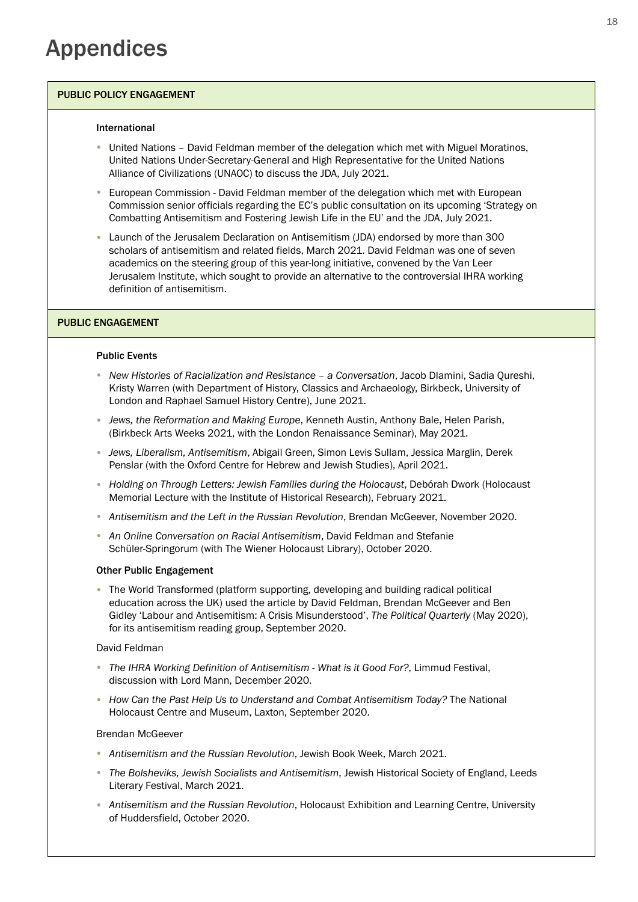# Appendices

## PUBLIC POLICY ENGAGEMENT

### International

- United Nations – David Feldman member of the delegation which met with Miguel Moratinos, United Nations Under-Secretary-General and High Representative for the United Nations Alliance of Civilizations (UNAOC) to discuss the JDA, July 2021.
- European Commission - David Feldman member of the delegation which met with European Commission senior officials regarding the EC's public consultation on its upcoming 'Strategy on Combatting Antisemitism and Fostering Jewish Life in the EU' and the JDA, July 2021.
- Launch of the Jerusalem Declaration on Antisemitism (JDA) endorsed by more than 300 scholars of antisemitism and related fields, March 2021. David Feldman was one of seven academics on the steering group of this year-long initiative, convened by the Van Leer Jerusalem Institute, which sought to provide an alternative to the controversial IHRA working definition of antisemitism.

## PUBLIC ENGAGEMENT

### Public Events

- *New Histories of Racialization and Resistance – a Conversation*, Jacob Dlamini, Sadia Qureshi, Kristy Warren (with Department of History, Classics and Archaeology, Birkbeck, University of London and Raphael Samuel History Centre), June 2021.
- *Jews, the Reformation and Making Europe*, Kenneth Austin, Anthony Bale, Helen Parish, (Birkbeck Arts Weeks 2021, with the London Renaissance Seminar), May 2021.
- *Jews, Liberalism, Antisemitism*, Abigail Green, Simon Levis Sullam, Jessica Marglin, Derek Penslar (with the Oxford Centre for Hebrew and Jewish Studies), April 2021.
- *Holding on Through Letters: Jewish Families during the Holocaust*, Debórah Dwork (Holocaust Memorial Lecture with the Institute of Historical Research), February 2021.
- *Antisemitism and the Left in the Russian Revolution*, Brendan McGeever, November 2020.
- *An Online Conversation on Racial Antisemitism*, David Feldman and Stefanie Schüler-Springorum (with The Wiener Holocaust Library), October 2020.

### Other Public Engagement

- The World Transformed (platform supporting, developing and building radical political education across the UK) used the article by David Feldman, Brendan McGeever and Ben Gidley 'Labour and Antisemitism: A Crisis Misunderstood', *The Political Quarterly* (May 2020), for its antisemitism reading group, September 2020.

David Feldman

- *The IHRA Working Definition of Antisemitism - What is it Good For?*, Limmud Festival, discussion with Lord Mann, December 2020.
- *How Can the Past Help Us to Understand and Combat Antisemitism Today?* The National Holocaust Centre and Museum, Laxton, September 2020.

Brendan McGeever

- *Antisemitism and the Russian Revolution*, Jewish Book Week, March 2021.
- *The Bolsheviks, Jewish Socialists and Antisemitism*, Jewish Historical Society of England, Leeds Literary Festival, March 2021.
- *Antisemitism and the Russian Revolution*, Holocaust Exhibition and Learning Centre, University of Huddersfield, October 2020.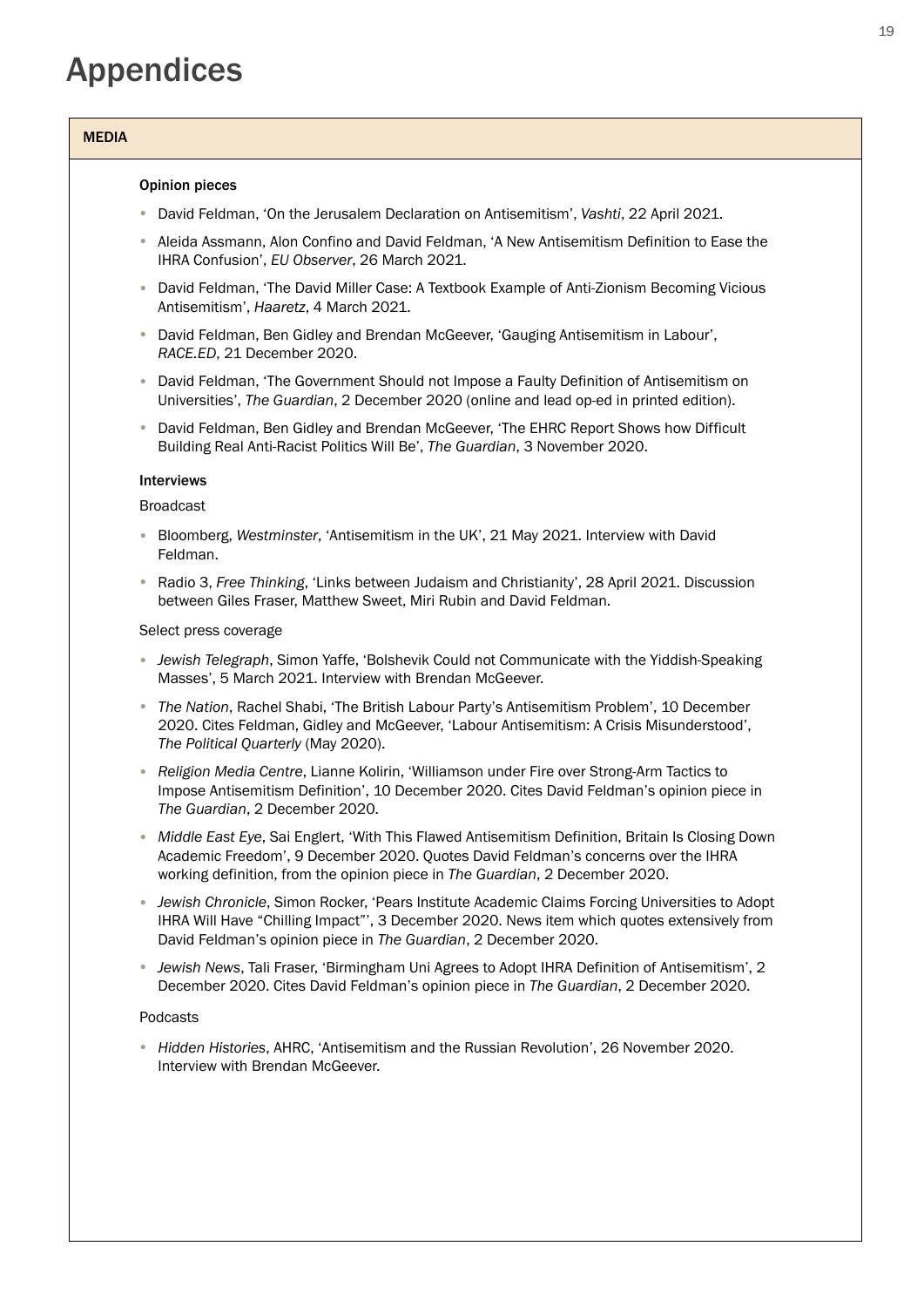# Appendices

## MEDIA

### Opinion pieces

- David Feldman, 'On the Jerusalem Declaration on Antisemitism', *Vashti*, 22 April 2021.
- Aleida Assmann, Alon Confino and David Feldman, 'A New Antisemitism Definition to Ease the IHRA Confusion', *EU Observer*, 26 March 2021.
- David Feldman, 'The David Miller Case: A Textbook Example of Anti-Zionism Becoming Vicious Antisemitism', *Haaretz*, 4 March 2021.
- David Feldman, Ben Gidley and Brendan McGeever, 'Gauging Antisemitism in Labour', *RACE.ED*, 21 December 2020.
- David Feldman, 'The Government Should not Impose a Faulty Definition of Antisemitism on Universities', *The Guardian*, 2 December 2020 (online and lead op-ed in printed edition).
- David Feldman, Ben Gidley and Brendan McGeever, 'The EHRC Report Shows how Difficult Building Real Anti-Racist Politics Will Be', *The Guardian*, 3 November 2020.

### Interviews

Broadcast

- Bloomberg, *Westminster*, 'Antisemitism in the UK', 21 May 2021. Interview with David Feldman.
- Radio 3, *Free Thinking*, 'Links between Judaism and Christianity', 28 April 2021. Discussion between Giles Fraser, Matthew Sweet, Miri Rubin and David Feldman.

Select press coverage

- *Jewish Telegraph*, Simon Yaffe, 'Bolshevik Could not Communicate with the Yiddish-Speaking Masses', 5 March 2021. Interview with Brendan McGeever.
- *The Nation*, Rachel Shabi, 'The British Labour Party's Antisemitism Problem', 10 December 2020. Cites Feldman, Gidley and McGeever, 'Labour Antisemitism: A Crisis Misunderstood', *The Political Quarterly* (May 2020).
- *Religion Media Centre*, Lianne Kolirin, 'Williamson under Fire over Strong-Arm Tactics to Impose Antisemitism Definition', 10 December 2020. Cites David Feldman's opinion piece in *The Guardian*, 2 December 2020.
- *Middle East Eye*, Sai Englert, 'With This Flawed Antisemitism Definition, Britain Is Closing Down Academic Freedom', 9 December 2020. Quotes David Feldman's concerns over the IHRA working definition, from the opinion piece in *The Guardian*, 2 December 2020.
- *Jewish Chronicle*, Simon Rocker, 'Pears Institute Academic Claims Forcing Universities to Adopt IHRA Will Have "Chilling Impact"', 3 December 2020. News item which quotes extensively from David Feldman's opinion piece in *The Guardian*, 2 December 2020.
- *Jewish News*, Tali Fraser, 'Birmingham Uni Agrees to Adopt IHRA Definition of Antisemitism', 2 December 2020. Cites David Feldman's opinion piece in *The Guardian*, 2 December 2020.

Podcasts

- *Hidden Histories*, AHRC, 'Antisemitism and the Russian Revolution', 26 November 2020. Interview with Brendan McGeever.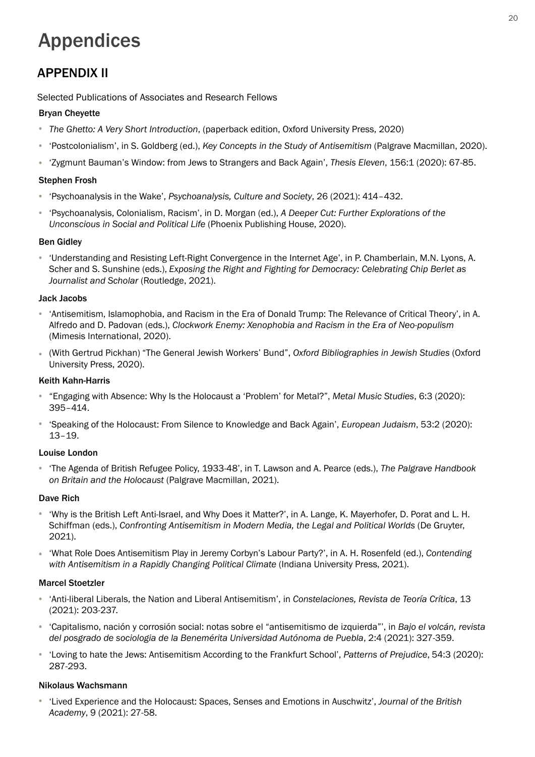# Appendices

## APPENDIX II

Selected Publications of Associates and Research Fellows

### Bryan Cheyette

- *The Ghetto: A Very Short Introduction*, (paperback edition, Oxford University Press, 2020)
- 'Postcolonialism', in S. Goldberg (ed.), *Key Concepts in the Study of Antisemitism* (Palgrave Macmillan, 2020).
- 'Zygmunt Bauman's Window: from Jews to Strangers and Back Again', *Thesis Eleven*, 156:1 (2020): 67-85.

### Stephen Frosh

- 'Psychoanalysis in the Wake', *Psychoanalysis, Culture and Society*, 26 (2021): 414–432.
- 'Psychoanalysis, Colonialism, Racism', in D. Morgan (ed.), *A Deeper Cut: Further Explorations of the Unconscious in Social and Political Life* (Phoenix Publishing House, 2020).

### Ben Gidley

- 'Understanding and Resisting Left-Right Convergence in the Internet Age', in P. Chamberlain, M.N. Lyons, A. Scher and S. Sunshine (eds.), *Exposing the Right and Fighting for Democracy: Celebrating Chip Berlet as Journalist and Scholar* (Routledge, 2021).

### Jack Jacobs

- 'Antisemitism, Islamophobia, and Racism in the Era of Donald Trump: The Relevance of Critical Theory', in A. Alfredo and D. Padovan (eds.), *Clockwork Enemy: Xenophobia and Racism in the Era of Neo-populism* (Mimesis International, 2020).
- (With Gertrud Pickhan) "The General Jewish Workers' Bund", *Oxford Bibliographies in Jewish Studies* (Oxford University Press, 2020).

### Keith Kahn-Harris

- "Engaging with Absence: Why Is the Holocaust a 'Problem' for Metal?", *Metal Music Studies*, 6:3 (2020): 395–414.
- 'Speaking of the Holocaust: From Silence to Knowledge and Back Again', *European Judaism*, 53:2 (2020): 13–19.

### Louise London

- 'The Agenda of British Refugee Policy, 1933-48', in T. Lawson and A. Pearce (eds.), *The Palgrave Handbook on Britain and the Holocaust* (Palgrave Macmillan, 2021).

### Dave Rich

- 'Why is the British Left Anti-Israel, and Why Does it Matter?', in A. Lange, K. Mayerhofer, D. Porat and L. H. Schiffman (eds.), *Confronting Antisemitism in Modern Media, the Legal and Political Worlds* (De Gruyter, 2021).
- 'What Role Does Antisemitism Play in Jeremy Corbyn's Labour Party?', in A. H. Rosenfeld (ed.), *Contending with Antisemitism in a Rapidly Changing Political Climate* (Indiana University Press, 2021).

### Marcel Stoetzler

- 'Anti-liberal Liberals, the Nation and Liberal Antisemitism', in *Constelaciones, Revista de Teoría Crítica*, 13 (2021): 203-237.
- 'Capitalismo, nación y corrosión social: notas sobre el "antisemitismo de izquierda"', in *Bajo el volcán, revista del posgrado de sociologia de la Benemérita Universidad Autónoma de Puebla*, 2:4 (2021): 327-359.
- 'Loving to hate the Jews: Antisemitism According to the Frankfurt School', *Patterns of Prejudice*, 54:3 (2020): 287-293.

### Nikolaus Wachsmann

- 'Lived Experience and the Holocaust: Spaces, Senses and Emotions in Auschwitz', *Journal of the British Academy*, 9 (2021): 27-58.